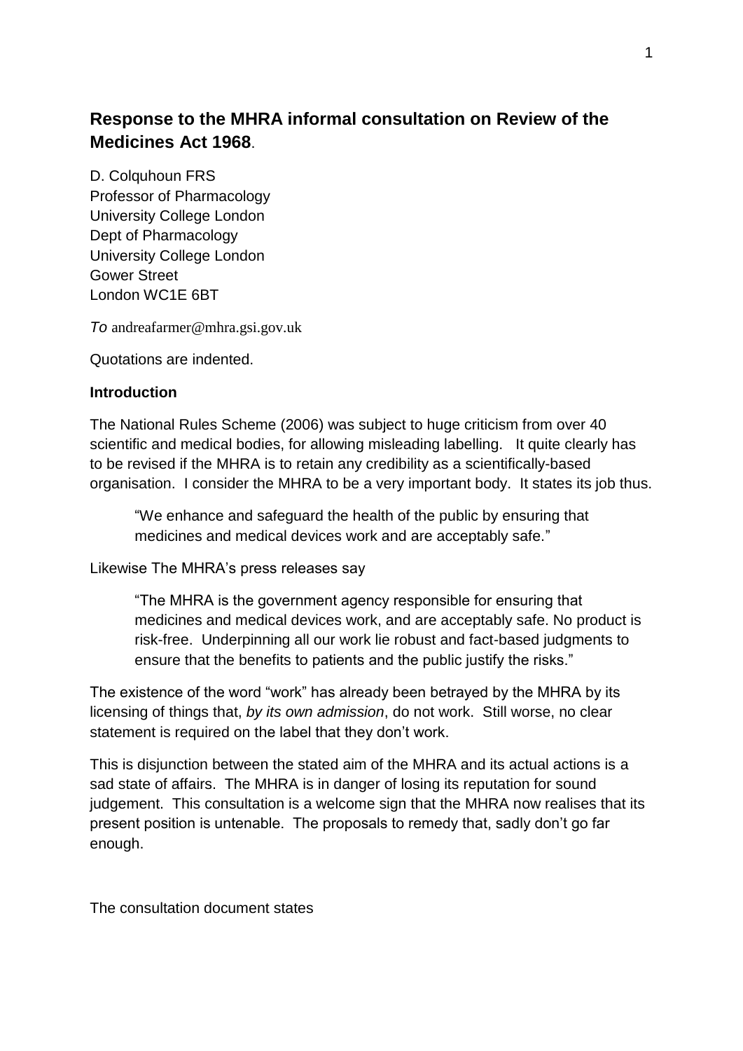## Response to the MHRA informal consultation on Review of the Medicines Act 1968.

D. Colquhoun FRS
Professor of Pharmacology
University College London
Dept of Pharmacology
University College London
Gower Street
London WC1E 6BT

*To* andreafarmer@mhra.gsi.gov.uk

Quotations are indented.

**Introduction**

The National Rules Scheme (2006) was subject to huge criticism from over 40 scientific and medical bodies, for allowing misleading labelling. It quite clearly has to be revised if the MHRA is to retain any credibility as a scientifically-based organisation. I consider the MHRA to be a very important body. It states its job thus.

> "We enhance and safeguard the health of the public by ensuring that medicines and medical devices work and are acceptably safe."

Likewise The MHRA's press releases say

> "The MHRA is the government agency responsible for ensuring that medicines and medical devices work, and are acceptably safe. No product is risk-free. Underpinning all our work lie robust and fact-based judgments to ensure that the benefits to patients and the public justify the risks."

The existence of the word "work" has already been betrayed by the MHRA by its licensing of things that, *by its own admission*, do not work. Still worse, no clear statement is required on the label that they don't work.

This is disjunction between the stated aim of the MHRA and its actual actions is a sad state of affairs. The MHRA is in danger of losing its reputation for sound judgement. This consultation is a welcome sign that the MHRA now realises that its present position is untenable. The proposals to remedy that, sadly don't go far enough.

The consultation document states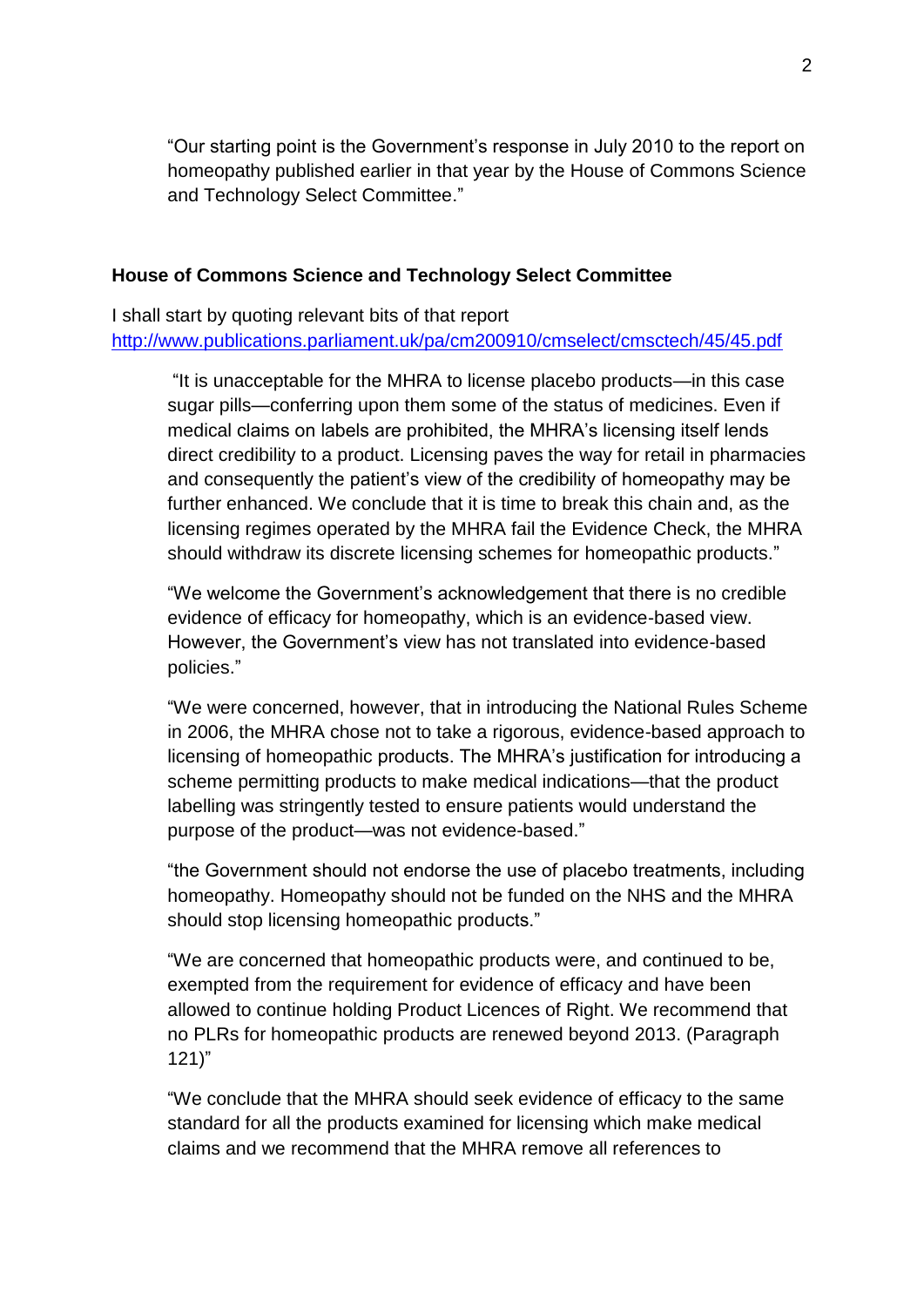> "Our starting point is the Government's response in July 2010 to the report on homeopathy published earlier in that year by the House of Commons Science and Technology Select Committee."

**House of Commons Science and Technology Select Committee**

I shall start by quoting relevant bits of that report http://www.publications.parliament.uk/pa/cm200910/cmselect/cmsctech/45/45.pdf

> "It is unacceptable for the MHRA to license placebo products—in this case sugar pills—conferring upon them some of the status of medicines. Even if medical claims on labels are prohibited, the MHRA's licensing itself lends direct credibility to a product. Licensing paves the way for retail in pharmacies and consequently the patient's view of the credibility of homeopathy may be further enhanced. We conclude that it is time to break this chain and, as the licensing regimes operated by the MHRA fail the Evidence Check, the MHRA should withdraw its discrete licensing schemes for homeopathic products."
>
> "We welcome the Government's acknowledgement that there is no credible evidence of efficacy for homeopathy, which is an evidence-based view. However, the Government's view has not translated into evidence-based policies."
>
> "We were concerned, however, that in introducing the National Rules Scheme in 2006, the MHRA chose not to take a rigorous, evidence-based approach to licensing of homeopathic products. The MHRA's justification for introducing a scheme permitting products to make medical indications—that the product labelling was stringently tested to ensure patients would understand the purpose of the product—was not evidence-based."
>
> "the Government should not endorse the use of placebo treatments, including homeopathy. Homeopathy should not be funded on the NHS and the MHRA should stop licensing homeopathic products."
>
> "We are concerned that homeopathic products were, and continued to be, exempted from the requirement for evidence of efficacy and have been allowed to continue holding Product Licences of Right. We recommend that no PLRs for homeopathic products are renewed beyond 2013. (Paragraph 121)"
>
> "We conclude that the MHRA should seek evidence of efficacy to the same standard for all the products examined for licensing which make medical claims and we recommend that the MHRA remove all references to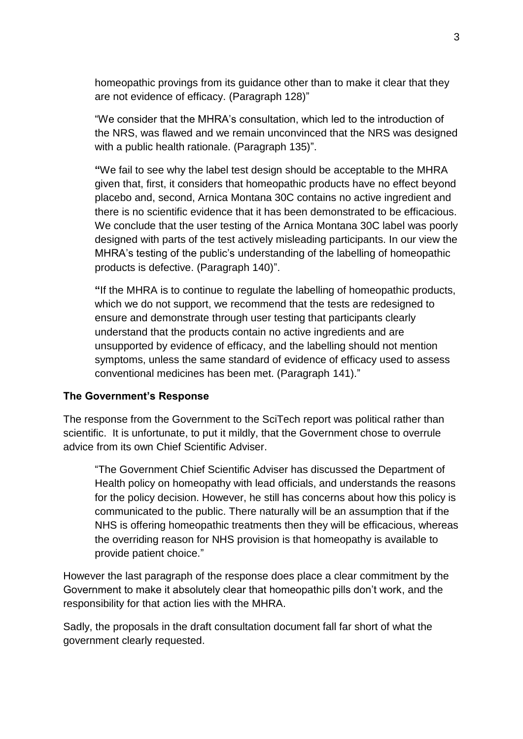homeopathic provings from its guidance other than to make it clear that they are not evidence of efficacy. (Paragraph 128)"

"We consider that the MHRA's consultation, which led to the introduction of the NRS, was flawed and we remain unconvinced that the NRS was designed with a public health rationale. (Paragraph 135)".

**"**We fail to see why the label test design should be acceptable to the MHRA given that, first, it considers that homeopathic products have no effect beyond placebo and, second, Arnica Montana 30C contains no active ingredient and there is no scientific evidence that it has been demonstrated to be efficacious. We conclude that the user testing of the Arnica Montana 30C label was poorly designed with parts of the test actively misleading participants. In our view the MHRA's testing of the public's understanding of the labelling of homeopathic products is defective. (Paragraph 140)".

**"**If the MHRA is to continue to regulate the labelling of homeopathic products, which we do not support, we recommend that the tests are redesigned to ensure and demonstrate through user testing that participants clearly understand that the products contain no active ingredients and are unsupported by evidence of efficacy, and the labelling should not mention symptoms, unless the same standard of evidence of efficacy used to assess conventional medicines has been met. (Paragraph 141)."

**The Government's Response**

The response from the Government to the SciTech report was political rather than scientific. It is unfortunate, to put it mildly, that the Government chose to overrule advice from its own Chief Scientific Adviser.

"The Government Chief Scientific Adviser has discussed the Department of Health policy on homeopathy with lead officials, and understands the reasons for the policy decision. However, he still has concerns about how this policy is communicated to the public. There naturally will be an assumption that if the NHS is offering homeopathic treatments then they will be efficacious, whereas the overriding reason for NHS provision is that homeopathy is available to provide patient choice."

However the last paragraph of the response does place a clear commitment by the Government to make it absolutely clear that homeopathic pills don't work, and the responsibility for that action lies with the MHRA.

Sadly, the proposals in the draft consultation document fall far short of what the government clearly requested.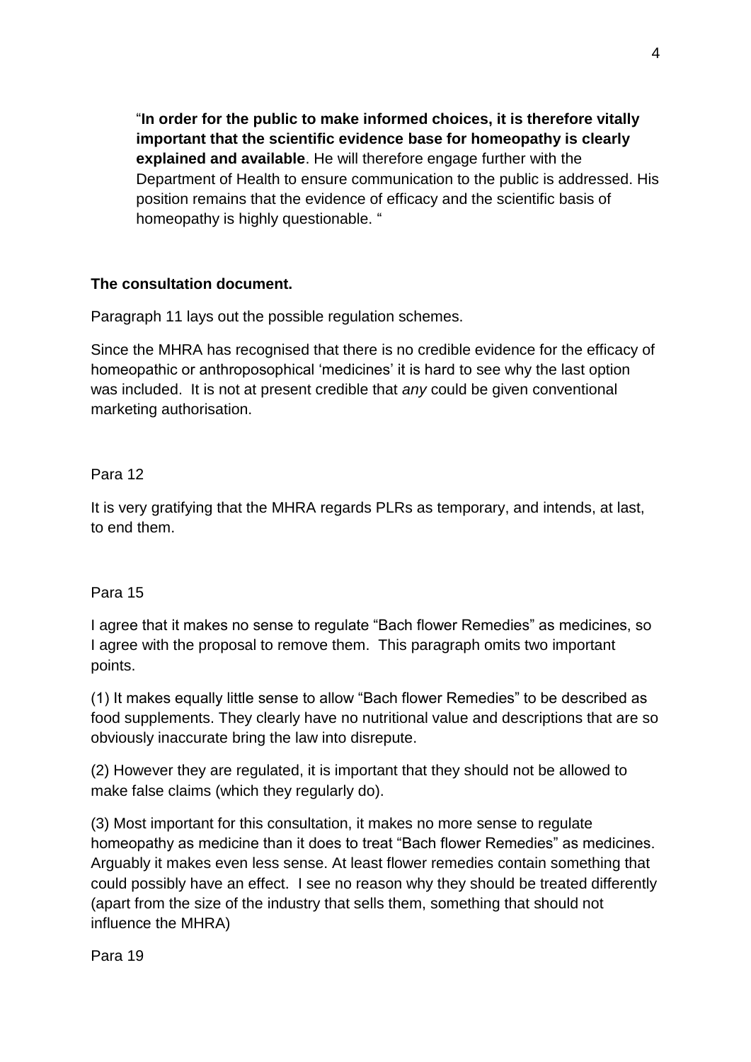“**In order for the public to make informed choices, it is therefore vitally important that the scientific evidence base for homeopathy is clearly explained and available**. He will therefore engage further with the Department of Health to ensure communication to the public is addressed. His position remains that the evidence of efficacy and the scientific basis of homeopathy is highly questionable. “

**The consultation document.**

Paragraph 11 lays out the possible regulation schemes.

Since the MHRA has recognised that there is no credible evidence for the efficacy of homeopathic or anthroposophical ‘medicines’ it is hard to see why the last option was included. It is not at present credible that *any* could be given conventional marketing authorisation.

Para 12

It is very gratifying that the MHRA regards PLRs as temporary, and intends, at last, to end them.

Para 15

I agree that it makes no sense to regulate “Bach flower Remedies” as medicines, so I agree with the proposal to remove them. This paragraph omits two important points.

(1) It makes equally little sense to allow “Bach flower Remedies” to be described as food supplements. They clearly have no nutritional value and descriptions that are so obviously inaccurate bring the law into disrepute.

(2) However they are regulated, it is important that they should not be allowed to make false claims (which they regularly do).

(3) Most important for this consultation, it makes no more sense to regulate homeopathy as medicine than it does to treat “Bach flower Remedies” as medicines. Arguably it makes even less sense. At least flower remedies contain something that could possibly have an effect. I see no reason why they should be treated differently (apart from the size of the industry that sells them, something that should not influence the MHRA)

Para 19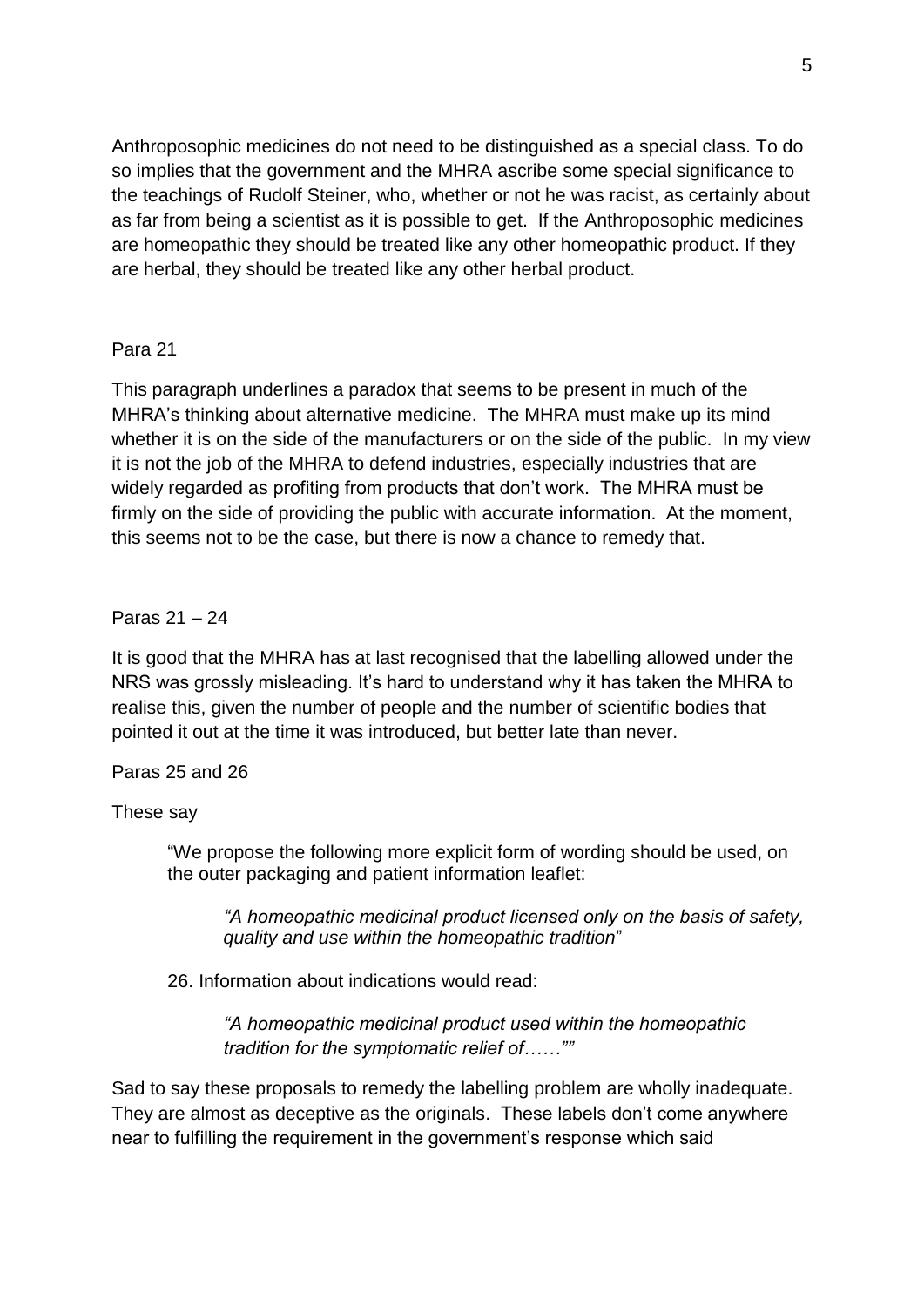Anthroposophic medicines do not need to be distinguished as a special class. To do so implies that the government and the MHRA ascribe some special significance to the teachings of Rudolf Steiner, who, whether or not he was racist, as certainly about as far from being a scientist as it is possible to get. If the Anthroposophic medicines are homeopathic they should be treated like any other homeopathic product. If they are herbal, they should be treated like any other herbal product.

Para 21

This paragraph underlines a paradox that seems to be present in much of the MHRA's thinking about alternative medicine. The MHRA must make up its mind whether it is on the side of the manufacturers or on the side of the public. In my view it is not the job of the MHRA to defend industries, especially industries that are widely regarded as profiting from products that don't work. The MHRA must be firmly on the side of providing the public with accurate information. At the moment, this seems not to be the case, but there is now a chance to remedy that.

Paras 21 – 24

It is good that the MHRA has at last recognised that the labelling allowed under the NRS was grossly misleading. It's hard to understand why it has taken the MHRA to realise this, given the number of people and the number of scientific bodies that pointed it out at the time it was introduced, but better late than never.

Paras 25 and 26

These say

> "We propose the following more explicit form of wording should be used, on the outer packaging and patient information leaflet:
>
> > *"A homeopathic medicinal product licensed only on the basis of safety, quality and use within the homeopathic tradition*"
>
> 26. Information about indications would read:
>
> > *"A homeopathic medicinal product used within the homeopathic tradition for the symptomatic relief of……""*

Sad to say these proposals to remedy the labelling problem are wholly inadequate. They are almost as deceptive as the originals. These labels don't come anywhere near to fulfilling the requirement in the government's response which said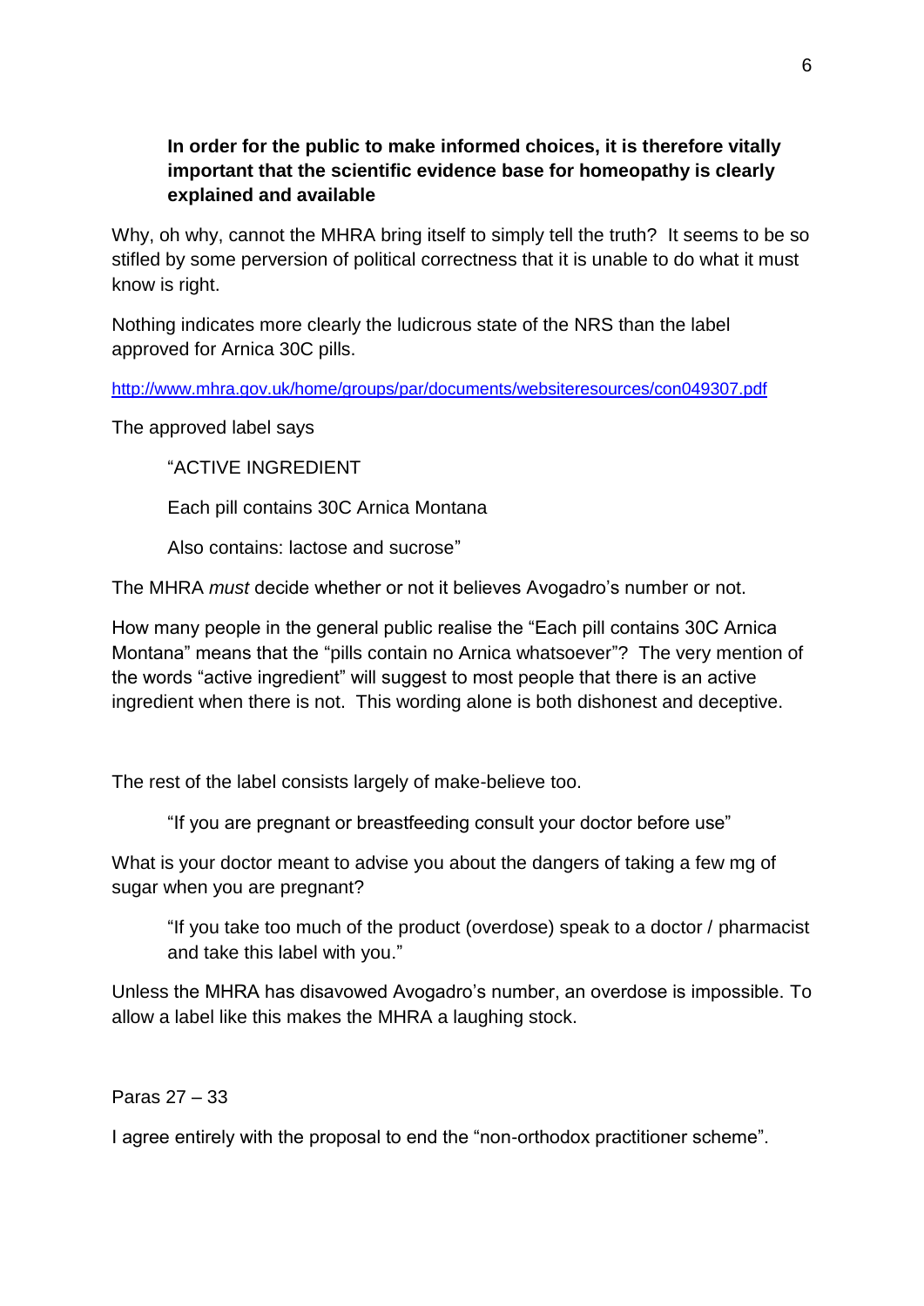> **In order for the public to make informed choices, it is therefore vitally important that the scientific evidence base for homeopathy is clearly explained and available**

Why, oh why, cannot the MHRA bring itself to simply tell the truth? It seems to be so stifled by some perversion of political correctness that it is unable to do what it must know is right.

Nothing indicates more clearly the ludicrous state of the NRS than the label approved for Arnica 30C pills.

http://www.mhra.gov.uk/home/groups/par/documents/websiteresources/con049307.pdf

The approved label says

> "ACTIVE INGREDIENT
>
> Each pill contains 30C Arnica Montana
>
> Also contains: lactose and sucrose"

The MHRA *must* decide whether or not it believes Avogadro's number or not.

How many people in the general public realise the "Each pill contains 30C Arnica Montana" means that the "pills contain no Arnica whatsoever"? The very mention of the words "active ingredient" will suggest to most people that there is an active ingredient when there is not. This wording alone is both dishonest and deceptive.

The rest of the label consists largely of make-believe too.

> "If you are pregnant or breastfeeding consult your doctor before use"

What is your doctor meant to advise you about the dangers of taking a few mg of sugar when you are pregnant?

> "If you take too much of the product (overdose) speak to a doctor / pharmacist and take this label with you."

Unless the MHRA has disavowed Avogadro's number, an overdose is impossible. To allow a label like this makes the MHRA a laughing stock.

Paras 27 – 33

I agree entirely with the proposal to end the "non-orthodox practitioner scheme".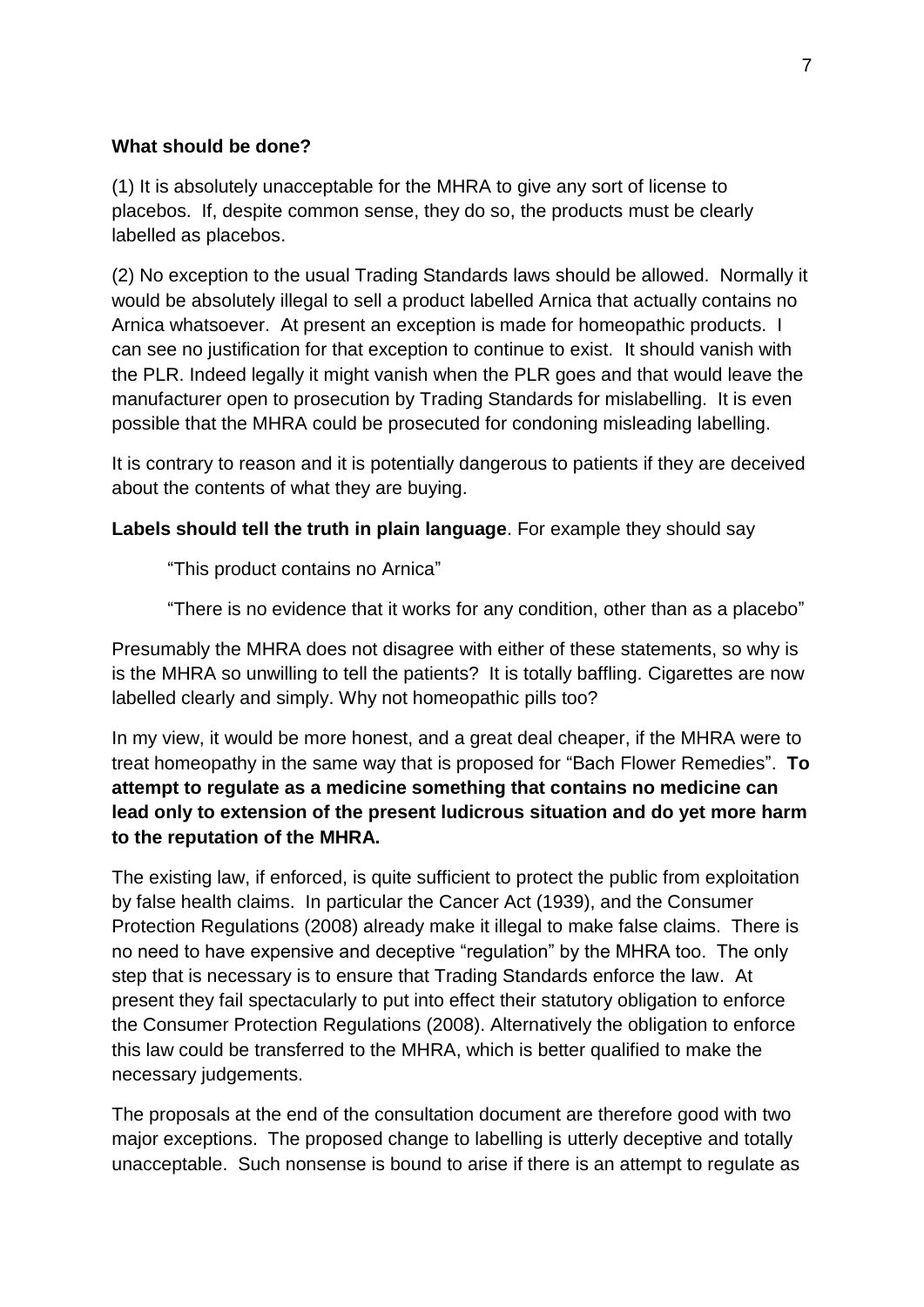**What should be done?**

(1) It is absolutely unacceptable for the MHRA to give any sort of license to placebos. If, despite common sense, they do so, the products must be clearly labelled as placebos.

(2) No exception to the usual Trading Standards laws should be allowed. Normally it would be absolutely illegal to sell a product labelled Arnica that actually contains no Arnica whatsoever. At present an exception is made for homeopathic products. I can see no justification for that exception to continue to exist. It should vanish with the PLR. Indeed legally it might vanish when the PLR goes and that would leave the manufacturer open to prosecution by Trading Standards for mislabelling. It is even possible that the MHRA could be prosecuted for condoning misleading labelling.

It is contrary to reason and it is potentially dangerous to patients if they are deceived about the contents of what they are buying.

**Labels should tell the truth in plain language**. For example they should say

> "This product contains no Arnica"
>
> "There is no evidence that it works for any condition, other than as a placebo"

Presumably the MHRA does not disagree with either of these statements, so why is is the MHRA so unwilling to tell the patients? It is totally baffling. Cigarettes are now labelled clearly and simply. Why not homeopathic pills too?

In my view, it would be more honest, and a great deal cheaper, if the MHRA were to treat homeopathy in the same way that is proposed for "Bach Flower Remedies". **To attempt to regulate as a medicine something that contains no medicine can lead only to extension of the present ludicrous situation and do yet more harm to the reputation of the MHRA.**

The existing law, if enforced, is quite sufficient to protect the public from exploitation by false health claims. In particular the Cancer Act (1939), and the Consumer Protection Regulations (2008) already make it illegal to make false claims. There is no need to have expensive and deceptive "regulation" by the MHRA too. The only step that is necessary is to ensure that Trading Standards enforce the law. At present they fail spectacularly to put into effect their statutory obligation to enforce the Consumer Protection Regulations (2008). Alternatively the obligation to enforce this law could be transferred to the MHRA, which is better qualified to make the necessary judgements.

The proposals at the end of the consultation document are therefore good with two major exceptions. The proposed change to labelling is utterly deceptive and totally unacceptable. Such nonsense is bound to arise if there is an attempt to regulate as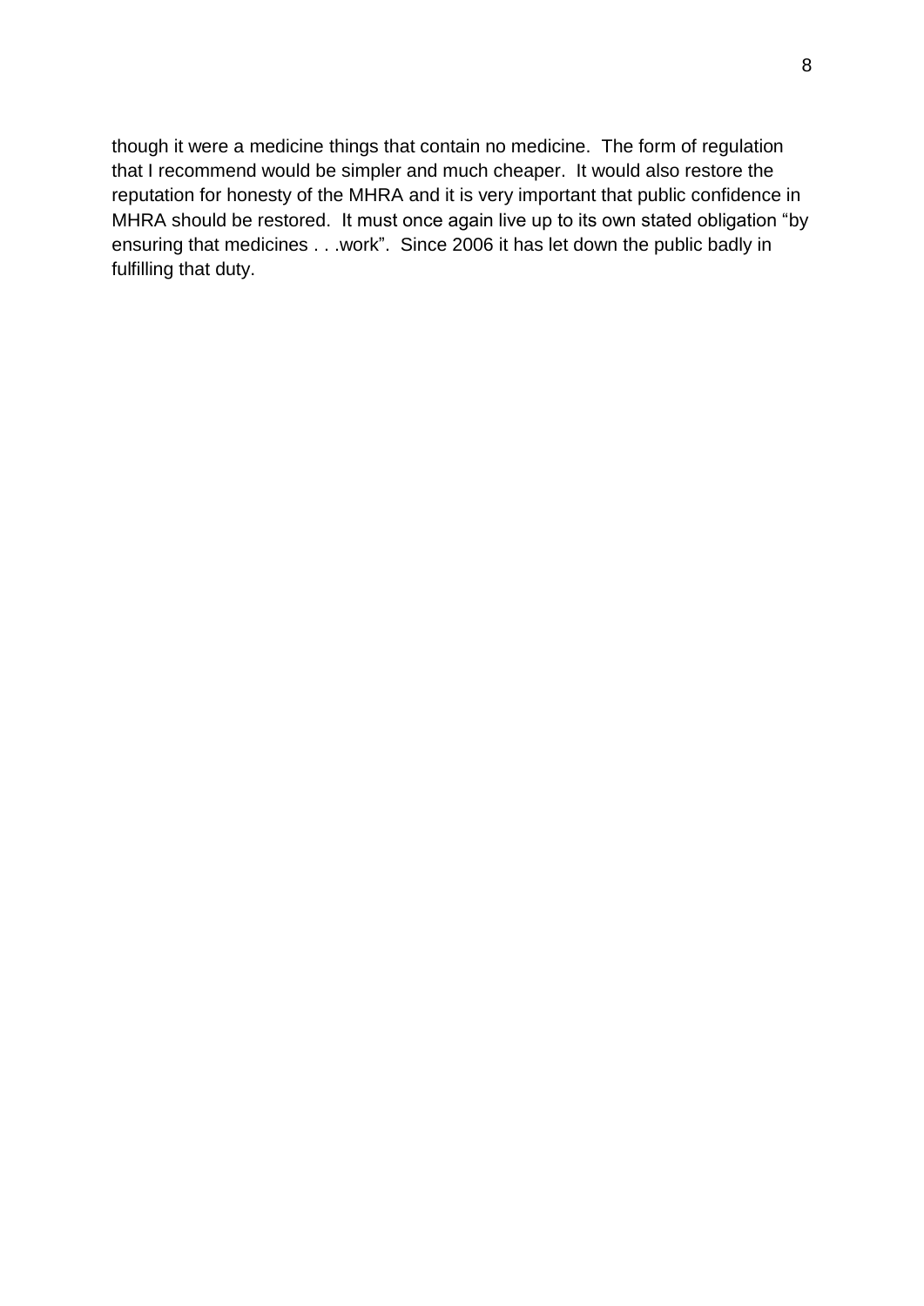though it were a medicine things that contain no medicine. The form of regulation that I recommend would be simpler and much cheaper. It would also restore the reputation for honesty of the MHRA and it is very important that public confidence in MHRA should be restored. It must once again live up to its own stated obligation "by ensuring that medicines . . .work". Since 2006 it has let down the public badly in fulfilling that duty.